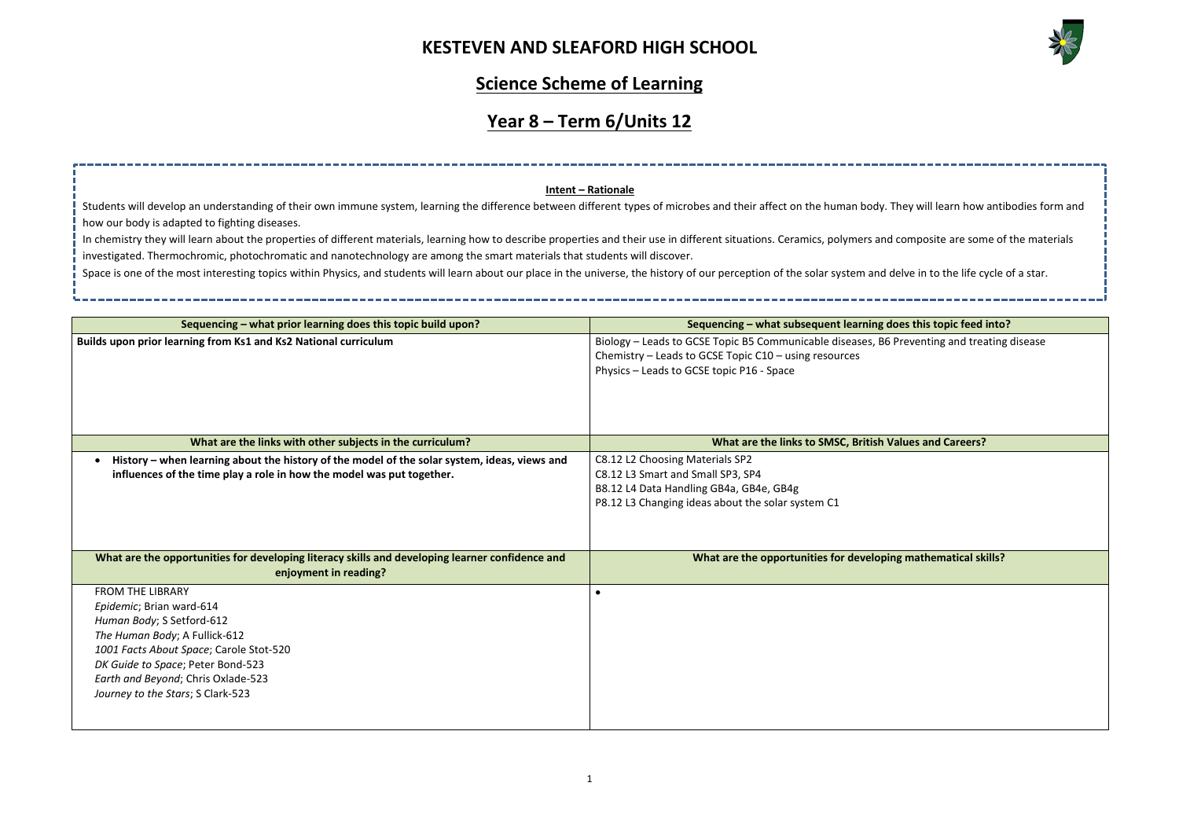# KESTEVEN AND SLEAFORD HIGH SCHOOL

## Science Scheme of Learning

## Year 8 – Term 6/Units 12

**Intent – Rationale**

Students will develop an understanding of their own immune system, learning the difference between different types of microbes and their affect on the human body. They will learn how antibodies form and how our body is adapted to fighting diseases.

In chemistry they will learn about the properties of different materials, learning how to describe properties and their use in different situations. Ceramics, polymers and composite are some of the materials investigated. Thermochromic, photochromatic and nanotechnology are among the smart materials that students will discover.

Space is one of the most interesting topics within Physics, and students will learn about our place in the universe, the history of our perception of the solar system and delve in to the life cycle of a star.

| Sequencing – what prior learning does this topic build upon? | Sequencing – what subsequent learning does this topic feed into? |
|---|---|
| **Builds upon prior learning from Ks1 and Ks2 National curriculum** | Biology – Leads to GCSE Topic B5 Communicable diseases, B6 Preventing and treating disease<br>Chemistry – Leads to GCSE Topic C10 – using resources<br>Physics – Leads to GCSE topic P16 - Space |
| **What are the links with other subjects in the curriculum?** | **What are the links to SMSC, British Values and Careers?** |
| • **History – when learning about the history of the model of the solar system, ideas, views and influences of the time play a role in how the model was put together.** | C8.12 L2 Choosing Materials SP2<br>C8.12 L3 Smart and Small SP3, SP4<br>B8.12 L4 Data Handling GB4a, GB4e, GB4g<br>P8.12 L3 Changing ideas about the solar system C1 |
| **What are the opportunities for developing literacy skills and developing learner confidence and enjoyment in reading?** | **What are the opportunities for developing mathematical skills?** |
| FROM THE LIBRARY<br>*Epidemic*; Brian ward-614<br>*Human Body*; S Setford-612<br>*The Human Body*; A Fullick-612<br>*1001 Facts About Space*; Carole Stot-520<br>*DK Guide to Space*; Peter Bond-523<br>*Earth and Beyond*; Chris Oxlade-523<br>*Journey to the Stars*; S Clark-523 | • |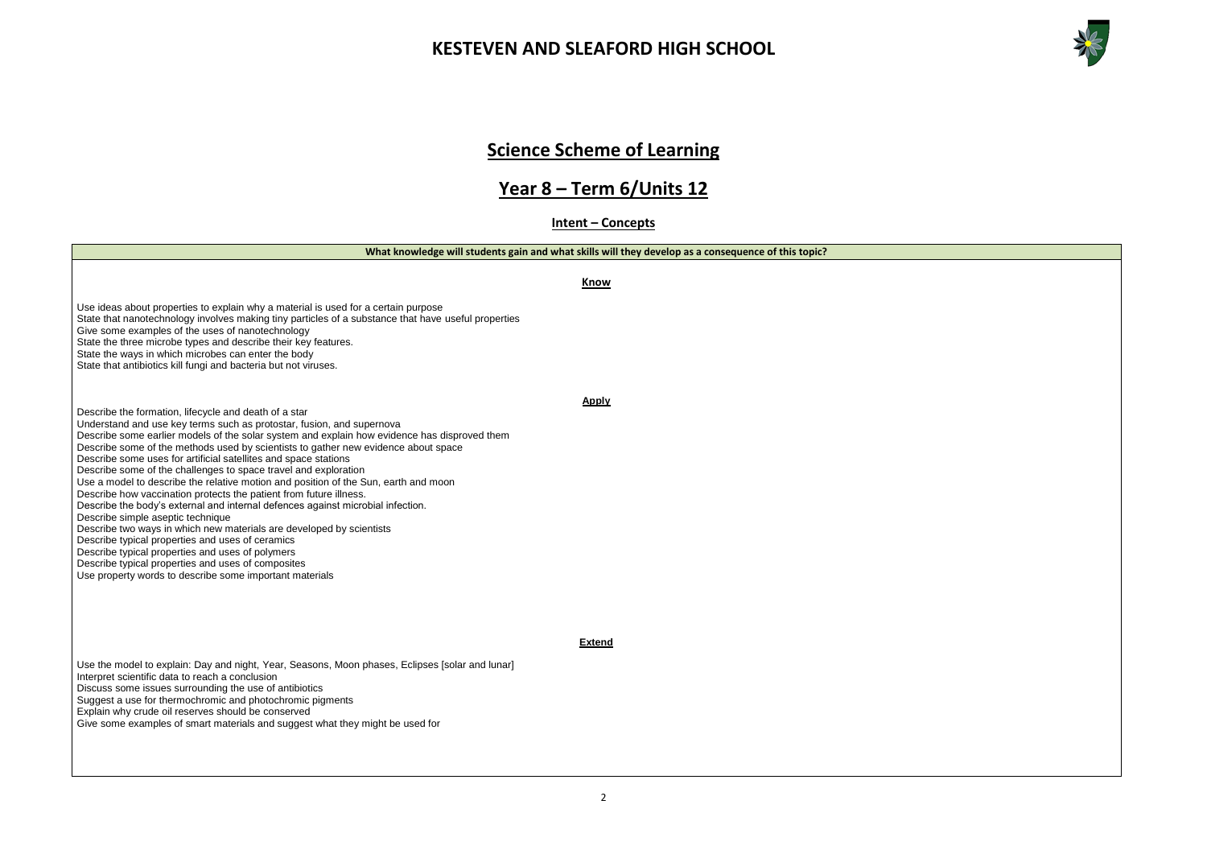# KESTEVEN AND SLEAFORD HIGH SCHOOL

## Science Scheme of Learning

## Year 8 – Term 6/Units 12

### Intent – Concepts

**What knowledge will students gain and what skills will they develop as a consequence of this topic?**

**Know**

Use ideas about properties to explain why a material is used for a certain purpose
State that nanotechnology involves making tiny particles of a substance that have useful properties
Give some examples of the uses of nanotechnology
State the three microbe types and describe their key features.
State the ways in which microbes can enter the body
State that antibiotics kill fungi and bacteria but not viruses.

**Apply**

Describe the formation, lifecycle and death of a star
Understand and use key terms such as protostar, fusion, and supernova
Describe some earlier models of the solar system and explain how evidence has disproved them
Describe some of the methods used by scientists to gather new evidence about space
Describe some uses for artificial satellites and space stations
Describe some of the challenges to space travel and exploration
Use a model to describe the relative motion and position of the Sun, earth and moon
Describe how vaccination protects the patient from future illness.
Describe the body's external and internal defences against microbial infection.
Describe simple aseptic technique
Describe two ways in which new materials are developed by scientists
Describe typical properties and uses of ceramics
Describe typical properties and uses of polymers
Describe typical properties and uses of composites
Use property words to describe some important materials

**Extend**

Use the model to explain: Day and night, Year, Seasons, Moon phases, Eclipses [solar and lunar]
Interpret scientific data to reach a conclusion
Discuss some issues surrounding the use of antibiotics
Suggest a use for thermochromic and photochromic pigments
Explain why crude oil reserves should be conserved
Give some examples of smart materials and suggest what they might be used for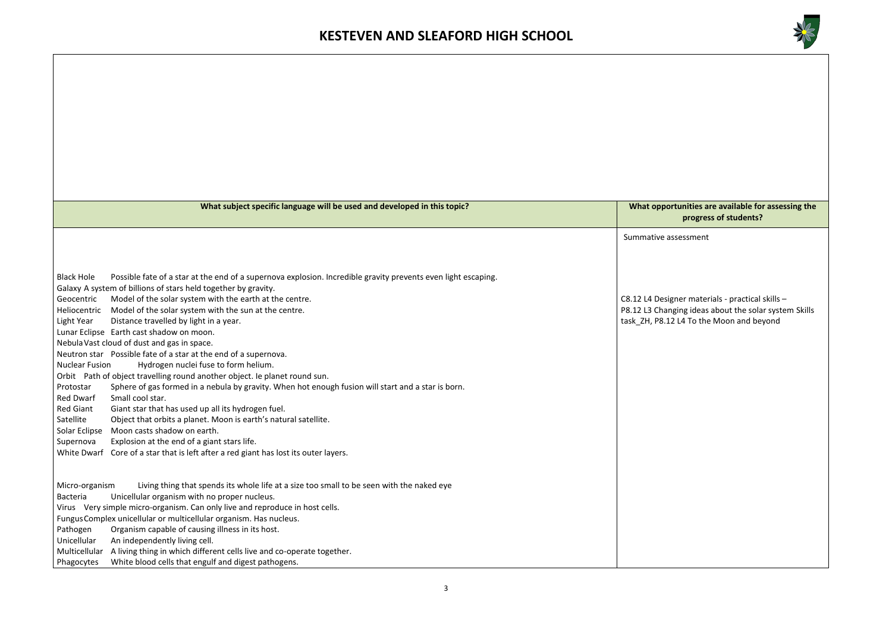| What subject specific language will be used and developed in this topic? | What opportunities are available for assessing the progress of students? |
|---|---|
| Black Hole Possible fate of a star at the end of a supernova explosion. Incredible gravity prevents even light escaping.<br>Galaxy A system of billions of stars held together by gravity.<br>Geocentric Model of the solar system with the earth at the centre.<br>Heliocentric Model of the solar system with the sun at the centre.<br>Light Year Distance travelled by light in a year.<br>Lunar Eclipse Earth cast shadow on moon.<br>Nebula Vast cloud of dust and gas in space.<br>Neutron star Possible fate of a star at the end of a supernova.<br>Nuclear Fusion Hydrogen nuclei fuse to form helium.<br>Orbit Path of object travelling round another object. Ie planet round sun.<br>Protostar Sphere of gas formed in a nebula by gravity. When hot enough fusion will start and a star is born.<br>Red Dwarf Small cool star.<br>Red Giant Giant star that has used up all its hydrogen fuel.<br>Satellite Object that orbits a planet. Moon is earth's natural satellite.<br>Solar Eclipse Moon casts shadow on earth.<br>Supernova Explosion at the end of a giant stars life.<br>White Dwarf Core of a star that is left after a red giant has lost its outer layers.<br><br>Micro-organism Living thing that spends its whole life at a size too small to be seen with the naked eye<br>Bacteria Unicellular organism with no proper nucleus.<br>Virus Very simple micro-organism. Can only live and reproduce in host cells.<br>Fungus Complex unicellular or multicellular organism. Has nucleus.<br>Pathogen Organism capable of causing illness in its host.<br>Unicellular An independently living cell.<br>Multicellular A living thing in which different cells live and co-operate together.<br>Phagocytes White blood cells that engulf and digest pathogens. | Summative assessment<br><br>C8.12 L4 Designer materials - practical skills – P8.12 L3 Changing ideas about the solar system Skills task_ZH, P8.12 L4 To the Moon and beyond |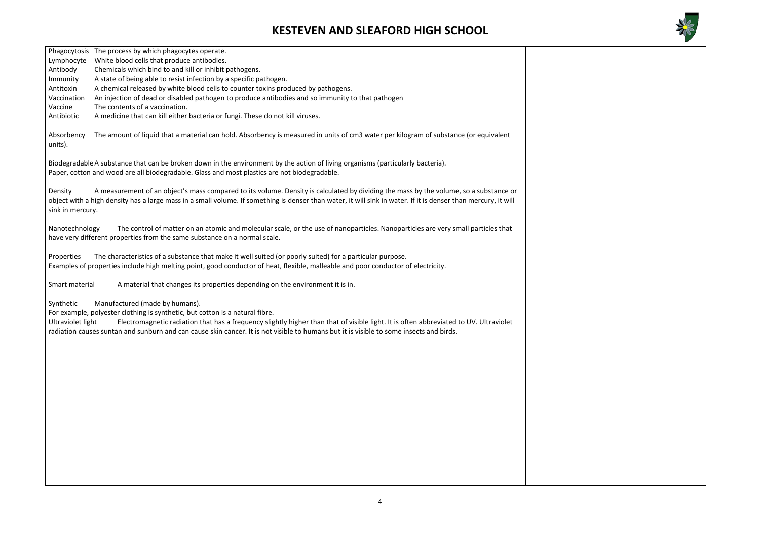Phagocytosis The process by which phagocytes operate.
Lymphocyte White blood cells that produce antibodies.
Antibody Chemicals which bind to and kill or inhibit pathogens.
Immunity A state of being able to resist infection by a specific pathogen.
Antitoxin A chemical released by white blood cells to counter toxins produced by pathogens.
Vaccination An injection of dead or disabled pathogen to produce antibodies and so immunity to that pathogen
Vaccine The contents of a vaccination.
Antibiotic A medicine that can kill either bacteria or fungi. These do not kill viruses.

Absorbency The amount of liquid that a material can hold. Absorbency is measured in units of cm3 water per kilogram of substance (or equivalent units).

Biodegradable A substance that can be broken down in the environment by the action of living organisms (particularly bacteria).
Paper, cotton and wood are all biodegradable. Glass and most plastics are not biodegradable.

Density A measurement of an object's mass compared to its volume. Density is calculated by dividing the mass by the volume, so a substance or object with a high density has a large mass in a small volume. If something is denser than water, it will sink in water. If it is denser than mercury, it will sink in mercury.

Nanotechnology The control of matter on an atomic and molecular scale, or the use of nanoparticles. Nanoparticles are very small particles that have very different properties from the same substance on a normal scale.

Properties The characteristics of a substance that make it well suited (or poorly suited) for a particular purpose.
Examples of properties include high melting point, good conductor of heat, flexible, malleable and poor conductor of electricity.

Smart material A material that changes its properties depending on the environment it is in.

Synthetic Manufactured (made by humans).
For example, polyester clothing is synthetic, but cotton is a natural fibre.
Ultraviolet light Electromagnetic radiation that has a frequency slightly higher than that of visible light. It is often abbreviated to UV. Ultraviolet radiation causes suntan and sunburn and can cause skin cancer. It is not visible to humans but it is visible to some insects and birds.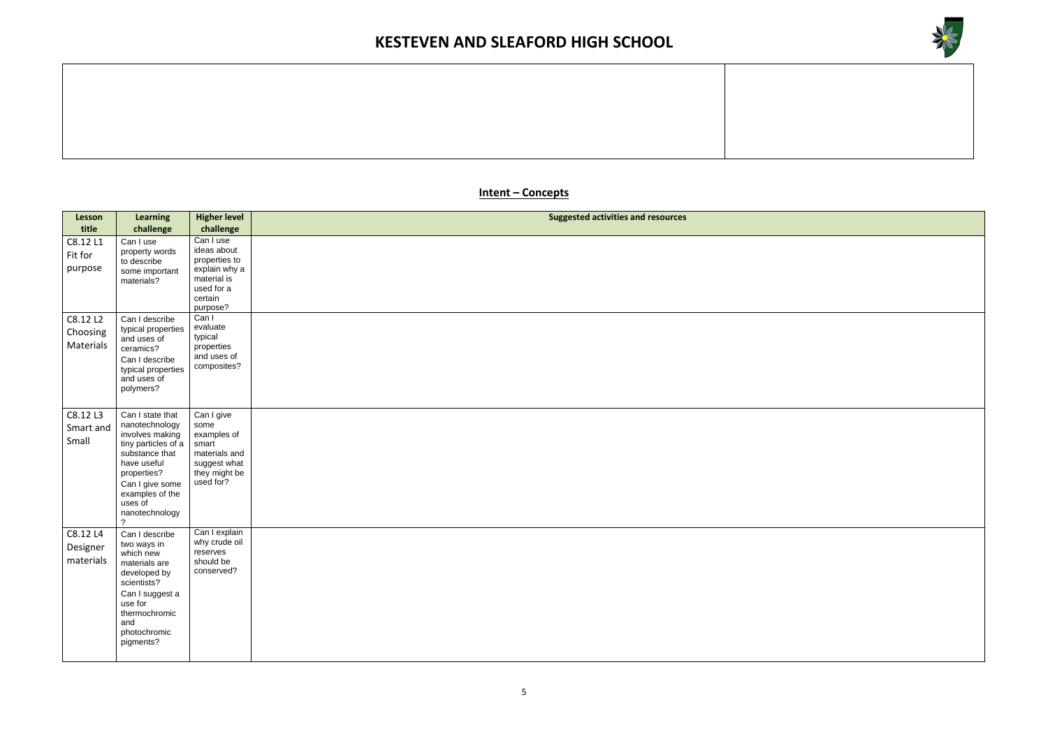# KESTEVEN AND SLEAFORD HIGH SCHOOL

## Intent – Concepts

| Lesson title | Learning challenge | Higher level challenge | Suggested activities and resources |
|---|---|---|---|
| C8.12 L1 Fit for purpose | Can I use property words to describe some important materials? | Can I use ideas about properties to explain why a material is used for a certain purpose? | |
| C8.12 L2 Choosing Materials | Can I describe typical properties and uses of ceramics? Can I describe typical properties and uses of polymers? | Can I evaluate typical properties and uses of composites? | |
| C8.12 L3 Smart and Small | Can I state that nanotechnology involves making tiny particles of a substance that have useful properties? Can I give some examples of the uses of nanotechnology? | Can I give some examples of smart materials and suggest what they might be used for? | |
| C8.12 L4 Designer materials | Can I describe two ways in which new materials are developed by scientists? Can I suggest a use for thermochromic and photochromic pigments? | Can I explain why crude oil reserves should be conserved? | |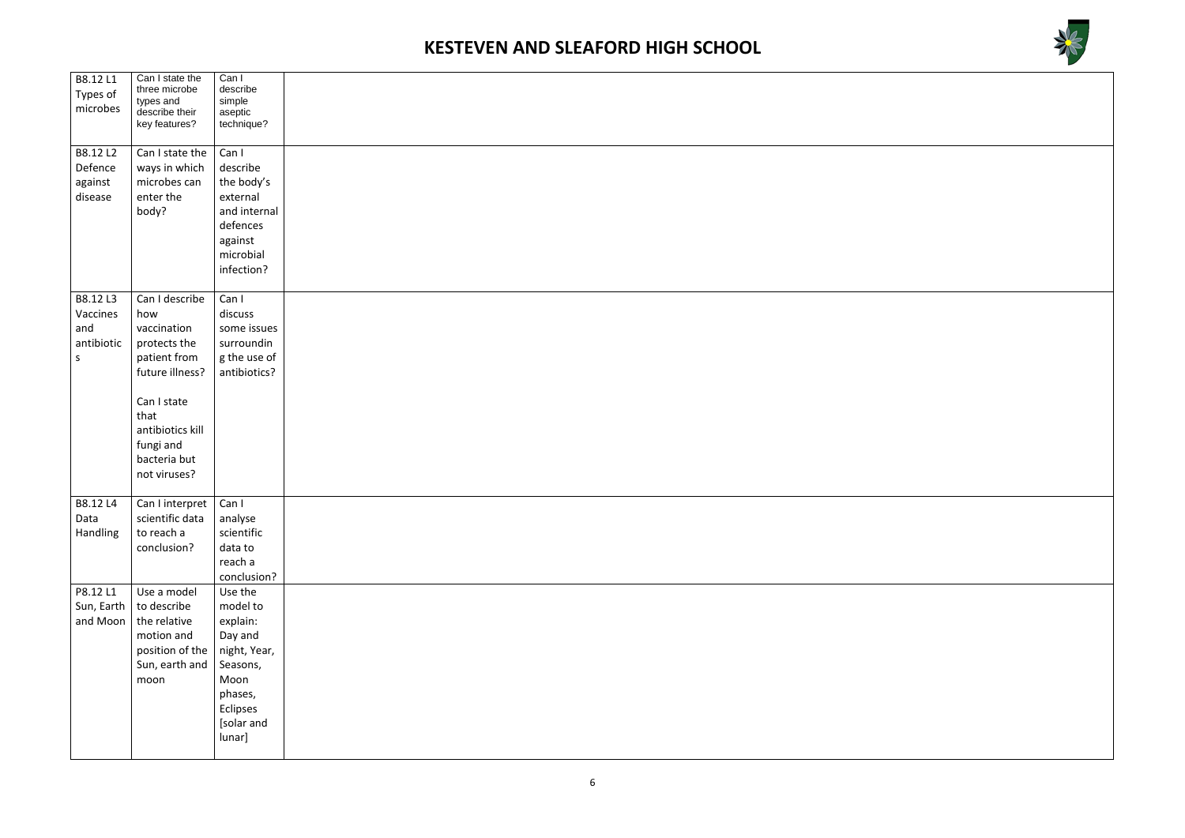# KESTEVEN AND SLEAFORD HIGH SCHOOL

| | | | |
|---|---|---|---|
| B8.12 L1 Types of microbes | Can I state the three microbe types and describe their key features? | Can I describe simple aseptic technique? | |
| B8.12 L2 Defence against disease | Can I state the ways in which microbes can enter the body? | Can I describe the body's external and internal defences against microbial infection? | |
| B8.12 L3 Vaccines and antibiotics | Can I describe how vaccination protects the patient from future illness?<br><br>Can I state that antibiotics kill fungi and bacteria but not viruses? | Can I discuss some issues surrounding the use of antibiotics? | |
| B8.12 L4 Data Handling | Can I interpret scientific data to reach a conclusion? | Can I analyse scientific data to reach a conclusion? | |
| P8.12 L1 Sun, Earth and Moon | Use a model to describe the relative motion and position of the Sun, earth and moon | Use the model to explain: Day and night, Year, Seasons, Moon phases, Eclipses [solar and lunar] | |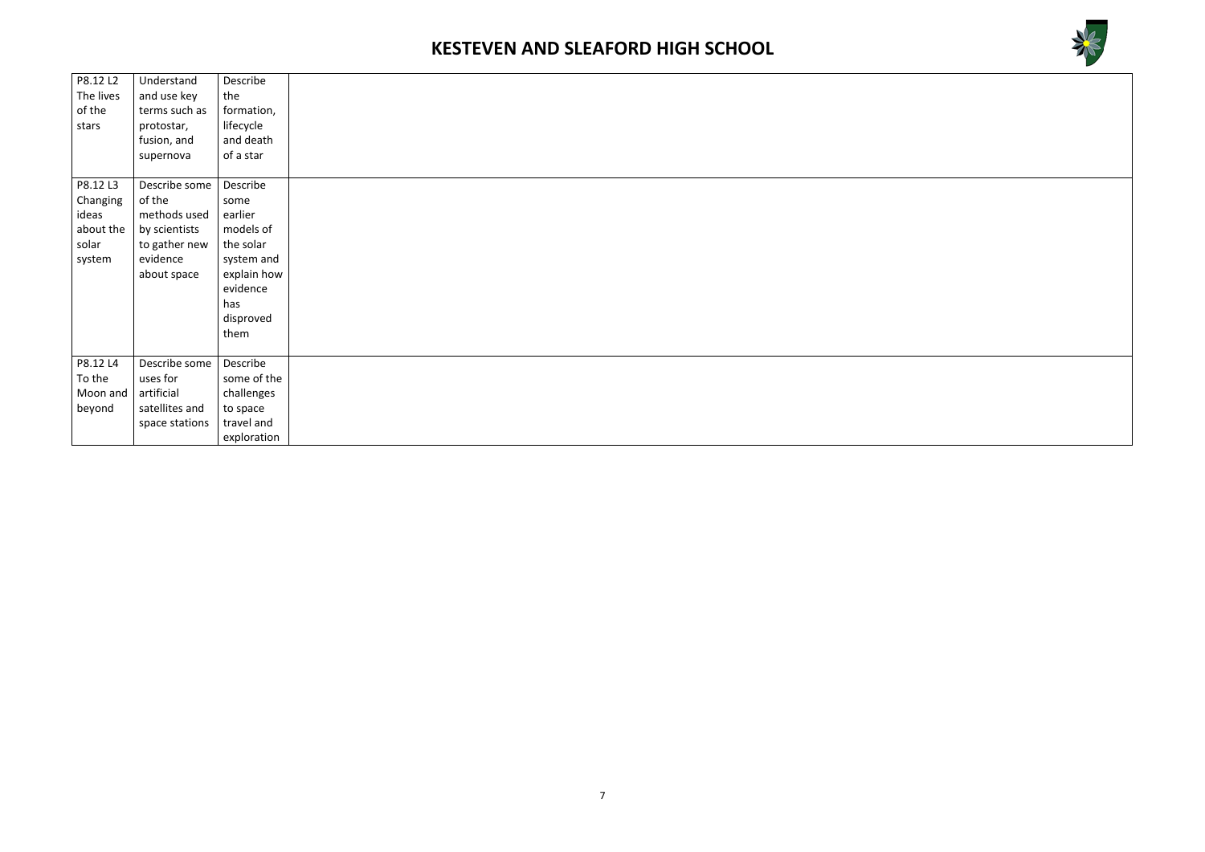| | | | |
|---|---|---|---|
| P8.12 L2 The lives of the stars | Understand and use key terms such as protostar, fusion, and supernova | Describe the formation, lifecycle and death of a star | |
| P8.12 L3 Changing ideas about the solar system | Describe some of the methods used by scientists to gather new evidence about space | Describe some earlier models of the solar system and explain how evidence has disproved them | |
| P8.12 L4 To the Moon and beyond | Describe some uses for artificial satellites and space stations | Describe some of the challenges to space travel and exploration | |